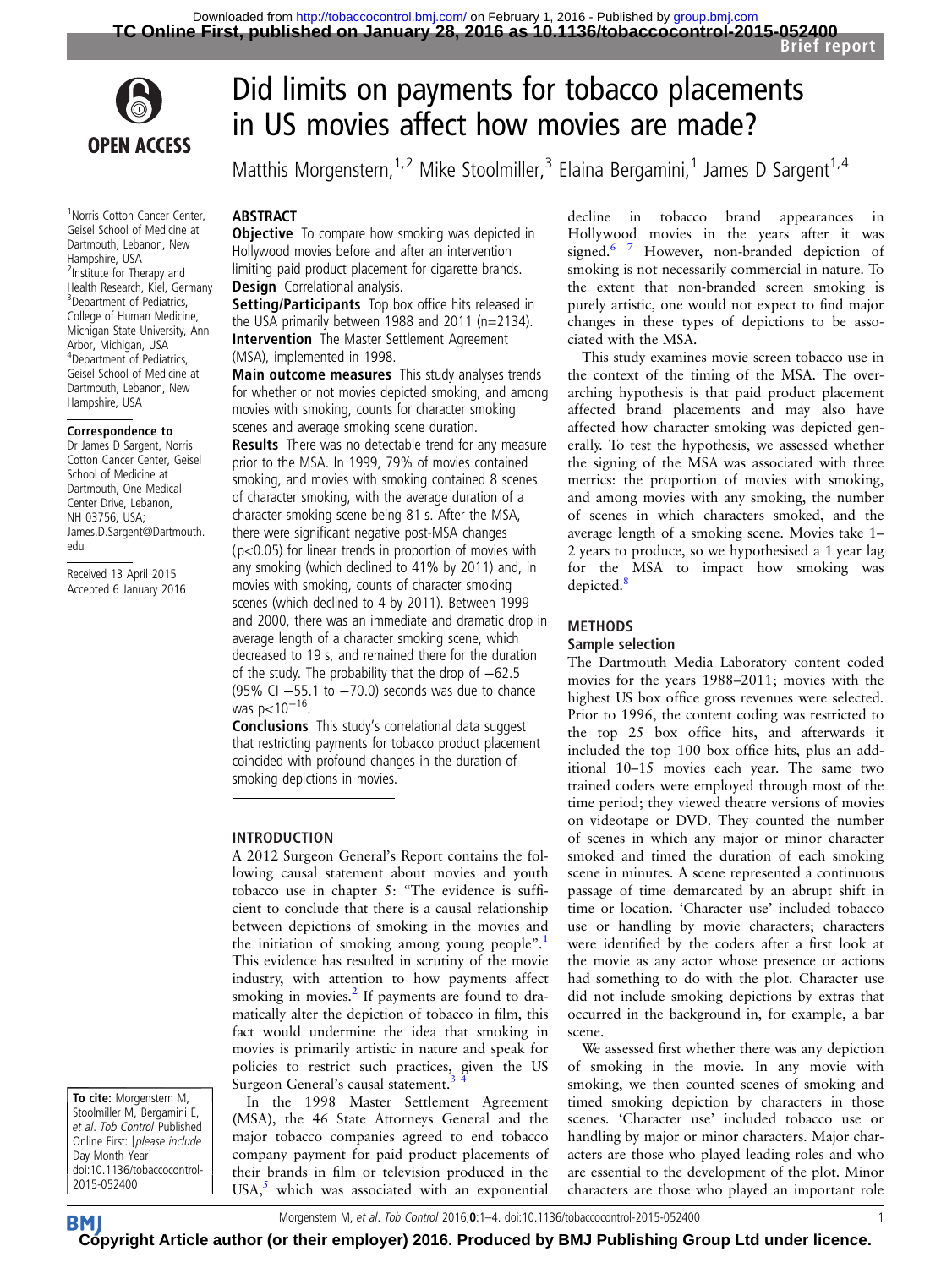Brief report

# Did limits on payments for tobacco placements in US movies affect how movies are made?

Matthis Morgenstern,[1,2] Mike Stoolmiller,[3] Elaina Bergamini,[1] James D Sargent[1,4]

[1]Norris Cotton Cancer Center, Geisel School of Medicine at Dartmouth, Lebanon, New Hampshire, USA
[2]Institute for Therapy and Health Research, Kiel, Germany
[3]Department of Pediatrics, College of Human Medicine, Michigan State University, Ann Arbor, Michigan, USA
[4]Department of Pediatrics, Geisel School of Medicine at Dartmouth, Lebanon, New Hampshire, USA

**Correspondence to**
Dr James D Sargent, Norris Cotton Cancer Center, Geisel School of Medicine at Dartmouth, One Medical Center Drive, Lebanon, NH 03756, USA; James.D.Sargent@Dartmouth.edu

Received 13 April 2015
Accepted 6 January 2016

## ABSTRACT

**Objective** To compare how smoking was depicted in Hollywood movies before and after an intervention limiting paid product placement for cigarette brands.
**Design** Correlational analysis.
**Setting/Participants** Top box office hits released in the USA primarily between 1988 and 2011 (n=2134).
**Intervention** The Master Settlement Agreement (MSA), implemented in 1998.
**Main outcome measures** This study analyses trends for whether or not movies depicted smoking, and among movies with smoking, counts for character smoking scenes and average smoking scene duration.
**Results** There was no detectable trend for any measure prior to the MSA. In 1999, 79% of movies contained smoking, and movies with smoking contained 8 scenes of character smoking, with the average duration of a character smoking scene being 81 s. After the MSA, there were significant negative post-MSA changes ($p<0.05$) for linear trends in proportion of movies with any smoking (which declined to 41% by 2011) and, in movies with smoking, counts of character smoking scenes (which declined to 4 by 2011). Between 1999 and 2000, there was an immediate and dramatic drop in average length of a character smoking scene, which decreased to 19 s, and remained there for the duration of the study. The probability that the drop of −62.5 (95% CI −55.1 to −70.0) seconds was due to chance was $p<10^{-16}$.
**Conclusions** This study's correlational data suggest that restricting payments for tobacco product placement coincided with profound changes in the duration of smoking depictions in movies.

## INTRODUCTION

A 2012 Surgeon General's Report contains the following causal statement about movies and youth tobacco use in chapter 5: "The evidence is sufficient to conclude that there is a causal relationship between depictions of smoking in the movies and the initiation of smoking among young people".[1] This evidence has resulted in scrutiny of the movie industry, with attention to how payments affect smoking in movies.[2] If payments are found to dramatically alter the depiction of tobacco in film, this fact would undermine the idea that smoking in movies is primarily artistic in nature and speak for policies to restrict such practices, given the US Surgeon General's causal statement.[3,4]

In the 1998 Master Settlement Agreement (MSA), the 46 State Attorneys General and the major tobacco companies agreed to end tobacco company payment for paid product placements of their brands in film or television produced in the USA,[5] which was associated with an exponential decline in tobacco brand appearances in Hollywood movies in the years after it was signed.[6,7] However, non-branded depiction of smoking is not necessarily commercial in nature. To the extent that non-branded screen smoking is purely artistic, one would not expect to find major changes in these types of depictions to be associated with the MSA.

This study examines movie screen tobacco use in the context of the timing of the MSA. The overarching hypothesis is that paid product placement affected brand placements and may also have affected how character smoking was depicted generally. To test the hypothesis, we assessed whether the signing of the MSA was associated with three metrics: the proportion of movies with smoking, and among movies with any smoking, the number of scenes in which characters smoked, and the average length of a smoking scene. Movies take 1–2 years to produce, so we hypothesised a 1 year lag for the MSA to impact how smoking was depicted.[8]

## METHODS

### Sample selection

The Dartmouth Media Laboratory content coded movies for the years 1988–2011; movies with the highest US box office gross revenues were selected. Prior to 1996, the content coding was restricted to the top 25 box office hits, and afterwards it included the top 100 box office hits, plus an additional 10–15 movies each year. The same two trained coders were employed through most of the time period; they viewed theatre versions of movies on videotape or DVD. They counted the number of scenes in which any major or minor character smoked and timed the duration of each smoking scene in minutes. A scene represented a continuous passage of time demarcated by an abrupt shift in time or location. 'Character use' included tobacco use or handling by movie characters; characters were identified by the coders after a first look at the movie as any actor whose presence or actions had something to do with the plot. Character use did not include smoking depictions by extras that occurred in the background in, for example, a bar scene.

We assessed first whether there was any depiction of smoking in the movie. In any movie with smoking, we then counted scenes of smoking and timed smoking depiction by characters in those scenes. 'Character use' included tobacco use or handling by major or minor characters. Major characters are those who played leading roles and who are essential to the development of the plot. Minor characters are those who played an important role

**To cite:** Morgenstern M, Stoolmiller M, Bergamini E, *et al. Tob Control* Published Online First: [*please include* Day Month Year] doi:10.1136/tobaccocontrol-2015-052400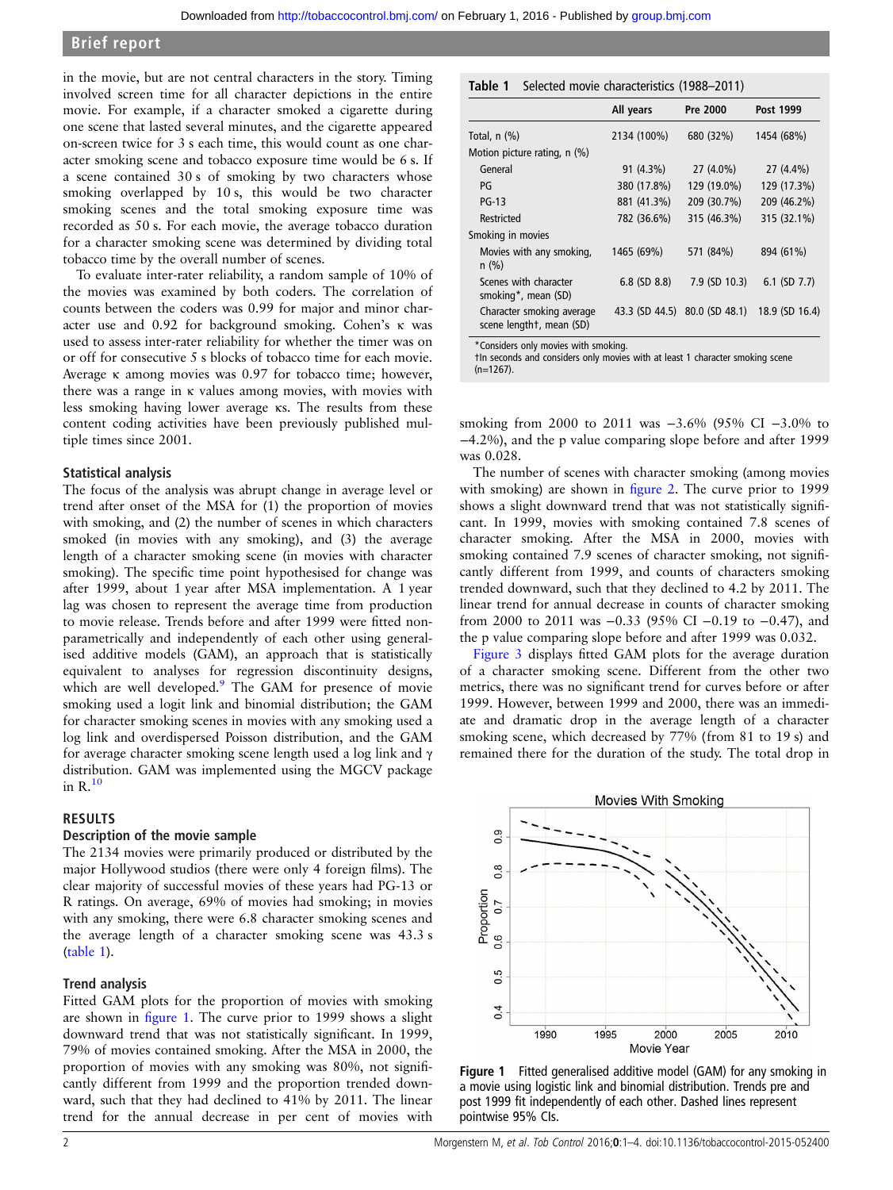in the movie, but are not central characters in the story. Timing involved screen time for all character depictions in the entire movie. For example, if a character smoked a cigarette during one scene that lasted several minutes, and the cigarette appeared on-screen twice for 3 s each time, this would count as one character smoking scene and tobacco exposure time would be 6 s. If a scene contained 30 s of smoking by two characters whose smoking overlapped by 10 s, this would be two character smoking scenes and the total smoking exposure time was recorded as 50 s. For each movie, the average tobacco duration for a character smoking scene was determined by dividing total tobacco time by the overall number of scenes.

To evaluate inter-rater reliability, a random sample of 10% of the movies was examined by both coders. The correlation of counts between the coders was 0.99 for major and minor character use and 0.92 for background smoking. Cohen's κ was used to assess inter-rater reliability for whether the timer was on or off for consecutive 5 s blocks of tobacco time for each movie. Average κ among movies was 0.97 for tobacco time; however, there was a range in κ values among movies, with movies with less smoking having lower average κs. The results from these content coding activities have been previously published multiple times since 2001.

### Statistical analysis

The focus of the analysis was abrupt change in average level or trend after onset of the MSA for (1) the proportion of movies with smoking, and (2) the number of scenes in which characters smoked (in movies with any smoking), and (3) the average length of a character smoking scene (in movies with character smoking). The specific time point hypothesised for change was after 1999, about 1 year after MSA implementation. A 1 year lag was chosen to represent the average time from production to movie release. Trends before and after 1999 were fitted non-parametrically and independently of each other using generalised additive models (GAM), an approach that is statistically equivalent to analyses for regression discontinuity designs, which are well developed.[9] The GAM for presence of movie smoking used a logit link and binomial distribution; the GAM for character smoking scenes in movies with any smoking used a log link and overdispersed Poisson distribution, and the GAM for average character smoking scene length used a log link and γ distribution. GAM was implemented using the MGCV package in R.[10]

## RESULTS

### Description of the movie sample

The 2134 movies were primarily produced or distributed by the major Hollywood studios (there were only 4 foreign films). The clear majority of successful movies of these years had PG-13 or R ratings. On average, 69% of movies had smoking; in movies with any smoking, there were 6.8 character smoking scenes and the average length of a character smoking scene was 43.3 s (table 1).

**Table 1** Selected movie characteristics (1988–2011)

| | All years | Pre 2000 | Post 1999 |
|---|---|---|---|
| Total, n (%) | 2134 (100%) | 680 (32%) | 1454 (68%) |
| Motion picture rating, n (%) | | | |
| General | 91 (4.3%) | 27 (4.0%) | 27 (4.4%) |
| PG | 380 (17.8%) | 129 (19.0%) | 129 (17.3%) |
| PG-13 | 881 (41.3%) | 209 (30.7%) | 209 (46.2%) |
| Restricted | 782 (36.6%) | 315 (46.3%) | 315 (32.1%) |
| Smoking in movies | | | |
| Movies with any smoking, n (%) | 1465 (69%) | 571 (84%) | 894 (61%) |
| Scenes with character smoking*, mean (SD) | 6.8 (SD 8.8) | 7.9 (SD 10.3) | 6.1 (SD 7.7) |
| Character smoking average scene length†, mean (SD) | 43.3 (SD 44.5) | 80.0 (SD 48.1) | 18.9 (SD 16.4) |

*Considers only movies with smoking.
†In seconds and considers only movies with at least 1 character smoking scene (n=1267).

### Trend analysis

Fitted GAM plots for the proportion of movies with smoking are shown in figure 1. The curve prior to 1999 shows a slight downward trend that was not statistically significant. In 1999, 79% of movies contained smoking. After the MSA in 2000, the proportion of movies with any smoking was 80%, not significantly different from 1999 and the proportion trended downward, such that they had declined to 41% by 2011. The linear trend for the annual decrease in per cent of movies with smoking from 2000 to 2011 was −3.6% (95% CI −3.0% to −4.2%), and the p value comparing slope before and after 1999 was 0.028.

The number of scenes with character smoking (among movies with smoking) are shown in figure 2. The curve prior to 1999 shows a slight downward trend that was not statistically significant. In 1999, movies with smoking contained 7.8 scenes of character smoking. After the MSA in 2000, movies with smoking contained 7.9 scenes of character smoking, not significantly different from 1999, and counts of characters smoking trended downward, such that they declined to 4.2 by 2011. The linear trend for annual decrease in counts of character smoking from 2000 to 2011 was −0.33 (95% CI −0.19 to −0.47), and the p value comparing slope before and after 1999 was 0.032.

Figure 3 displays fitted GAM plots for the average duration of a character smoking scene. Different from the other two metrics, there was no significant trend for curves before or after 1999. However, between 1999 and 2000, there was an immediate and dramatic drop in the average length of a character smoking scene, which decreased by 77% (from 81 to 19 s) and remained there for the duration of the study. The total drop in

**Figure 1** Fitted generalised additive model (GAM) for any smoking in a movie using logistic link and binomial distribution. Trends pre and post 1999 fit independently of each other. Dashed lines represent pointwise 95% CIs.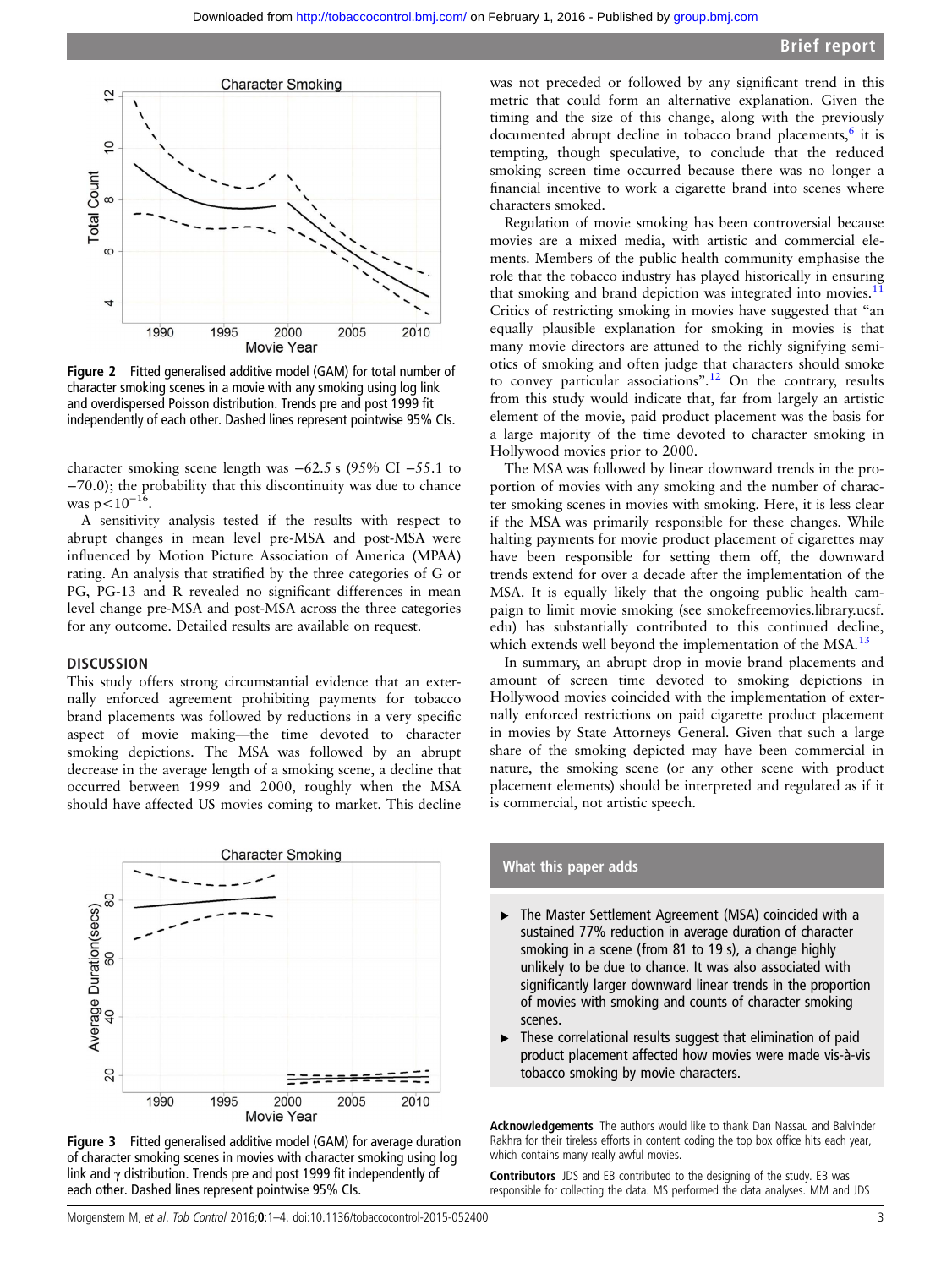Figure 2 Fitted generalised additive model (GAM) for total number of character smoking scenes in a movie with any smoking using log link and overdispersed Poisson distribution. Trends pre and post 1999 fit independently of each other. Dashed lines represent pointwise 95% CIs.

character smoking scene length was −62.5 s (95% CI −55.1 to −70.0); the probability that this discontinuity was due to chance was $p<10^{-16}$.

A sensitivity analysis tested if the results with respect to abrupt changes in mean level pre-MSA and post-MSA were influenced by Motion Picture Association of America (MPAA) rating. An analysis that stratified by the three categories of G or PG, PG-13 and R revealed no significant differences in mean level change pre-MSA and post-MSA across the three categories for any outcome. Detailed results are available on request.

## DISCUSSION

This study offers strong circumstantial evidence that an externally enforced agreement prohibiting payments for tobacco brand placements was followed by reductions in a very specific aspect of movie making—the time devoted to character smoking depictions. The MSA was followed by an abrupt decrease in the average length of a smoking scene, a decline that occurred between 1999 and 2000, roughly when the MSA should have affected US movies coming to market. This decline was not preceded or followed by any significant trend in this metric that could form an alternative explanation. Given the timing and the size of this change, along with the previously documented abrupt decline in tobacco brand placements,[6] it is tempting, though speculative, to conclude that the reduced smoking screen time occurred because there was no longer a financial incentive to work a cigarette brand into scenes where characters smoked.

Regulation of movie smoking has been controversial because movies are a mixed media, with artistic and commercial elements. Members of the public health community emphasise the role that the tobacco industry has played historically in ensuring that smoking and brand depiction was integrated into movies.[11] Critics of restricting smoking in movies have suggested that "an equally plausible explanation for smoking in movies is that many movie directors are attuned to the richly signifying semiotics of smoking and often judge that characters should smoke to convey particular associations".[12] On the contrary, results from this study would indicate that, far from largely an artistic element of the movie, paid product placement was the basis for a large majority of the time devoted to character smoking in Hollywood movies prior to 2000.

The MSA was followed by linear downward trends in the proportion of movies with any smoking and the number of character smoking scenes in movies with smoking. Here, it is less clear if the MSA was primarily responsible for these changes. While halting payments for movie product placement of cigarettes may have been responsible for setting them off, the downward trends extend for over a decade after the implementation of the MSA. It is equally likely that the ongoing public health campaign to limit movie smoking (see smokefreemovies.library.ucsf.edu) has substantially contributed to this continued decline, which extends well beyond the implementation of the MSA.[13]

In summary, an abrupt drop in movie brand placements and amount of screen time devoted to smoking depictions in Hollywood movies coincided with the implementation of externally enforced restrictions on paid cigarette product placement in movies by State Attorneys General. Given that such a large share of the smoking depicted may have been commercial in nature, the smoking scene (or any other scene with product placement elements) should be interpreted and regulated as if it is commercial, not artistic speech.

Figure 3 Fitted generalised additive model (GAM) for average duration of character smoking scenes in movies with character smoking using log link and γ distribution. Trends pre and post 1999 fit independently of each other. Dashed lines represent pointwise 95% CIs.

### What this paper adds

- The Master Settlement Agreement (MSA) coincided with a sustained 77% reduction in average duration of character smoking in a scene (from 81 to 19 s), a change highly unlikely to be due to chance. It was also associated with significantly larger downward linear trends in the proportion of movies with smoking and counts of character smoking scenes.
- These correlational results suggest that elimination of paid product placement affected how movies were made vis-à-vis tobacco smoking by movie characters.

**Acknowledgements** The authors would like to thank Dan Nassau and Balvinder Rakhra for their tireless efforts in content coding the top box office hits each year, which contains many really awful movies.

**Contributors** JDS and EB contributed to the designing of the study. EB was responsible for collecting the data. MS performed the data analyses. MM and JDS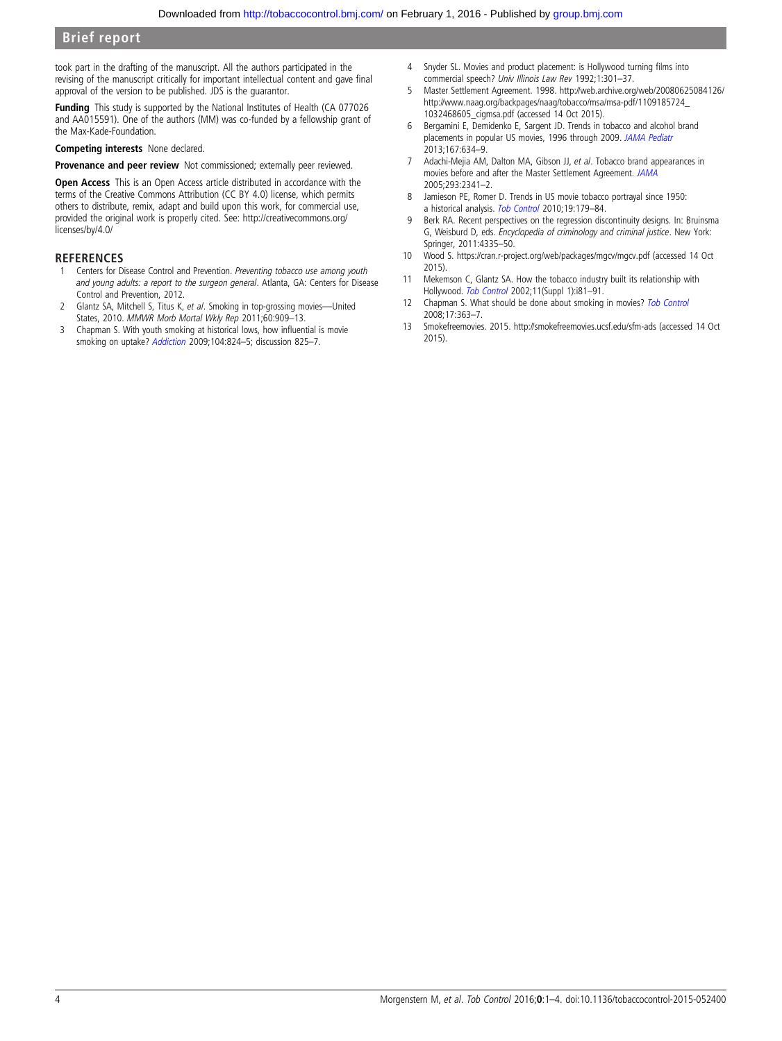took part in the drafting of the manuscript. All the authors participated in the revising of the manuscript critically for important intellectual content and gave final approval of the version to be published. JDS is the guarantor.

**Funding** This study is supported by the National Institutes of Health (CA 077026 and AA015591). One of the authors (MM) was co-funded by a fellowship grant of the Max-Kade-Foundation.

**Competing interests** None declared.

**Provenance and peer review** Not commissioned; externally peer reviewed.

**Open Access** This is an Open Access article distributed in accordance with the terms of the Creative Commons Attribution (CC BY 4.0) license, which permits others to distribute, remix, adapt and build upon this work, for commercial use, provided the original work is properly cited. See: http://creativecommons.org/licenses/by/4.0/

## REFERENCES

1. Centers for Disease Control and Prevention. *Preventing tobacco use among youth and young adults: a report to the surgeon general*. Atlanta, GA: Centers for Disease Control and Prevention, 2012.
2. Glantz SA, Mitchell S, Titus K, *et al*. Smoking in top-grossing movies—United States, 2010. *MMWR Morb Mortal Wkly Rep* 2011;60:909–13.
3. Chapman S. With youth smoking at historical lows, how influential is movie smoking on uptake? *Addiction* 2009;104:824–5; discussion 825–7.
4. Snyder SL. Movies and product placement: is Hollywood turning films into commercial speech? *Univ Illinois Law Rev* 1992;1:301–37.
5. Master Settlement Agreement. 1998. http://web.archive.org/web/20080625084126/http://www.naag.org/backpages/naag/tobacco/msa/msa-pdf/1109185724_1032468605_cigmsa.pdf (accessed 14 Oct 2015).
6. Bergamini E, Demidenko E, Sargent JD. Trends in tobacco and alcohol brand placements in popular US movies, 1996 through 2009. *JAMA Pediatr* 2013;167:634–9.
7. Adachi-Mejia AM, Dalton MA, Gibson JJ, *et al*. Tobacco brand appearances in movies before and after the Master Settlement Agreement. *JAMA* 2005;293:2341–2.
8. Jamieson PE, Romer D. Trends in US movie tobacco portrayal since 1950: a historical analysis. *Tob Control* 2010;19:179–84.
9. Berk RA. Recent perspectives on the regression discontinuity designs. In: Bruinsma G, Weisburd D, eds. *Encyclopedia of criminology and criminal justice*. New York: Springer, 2011:4335–50.
10. Wood S. https://cran.r-project.org/web/packages/mgcv/mgcv.pdf (accessed 14 Oct 2015).
11. Mekemson C, Glantz SA. How the tobacco industry built its relationship with Hollywood. *Tob Control* 2002;11(Suppl 1):i81–91.
12. Chapman S. What should be done about smoking in movies? *Tob Control* 2008;17:363–7.
13. Smokefreemovies. 2015. http://smokefreemovies.ucsf.edu/sfm-ads (accessed 14 Oct 2015).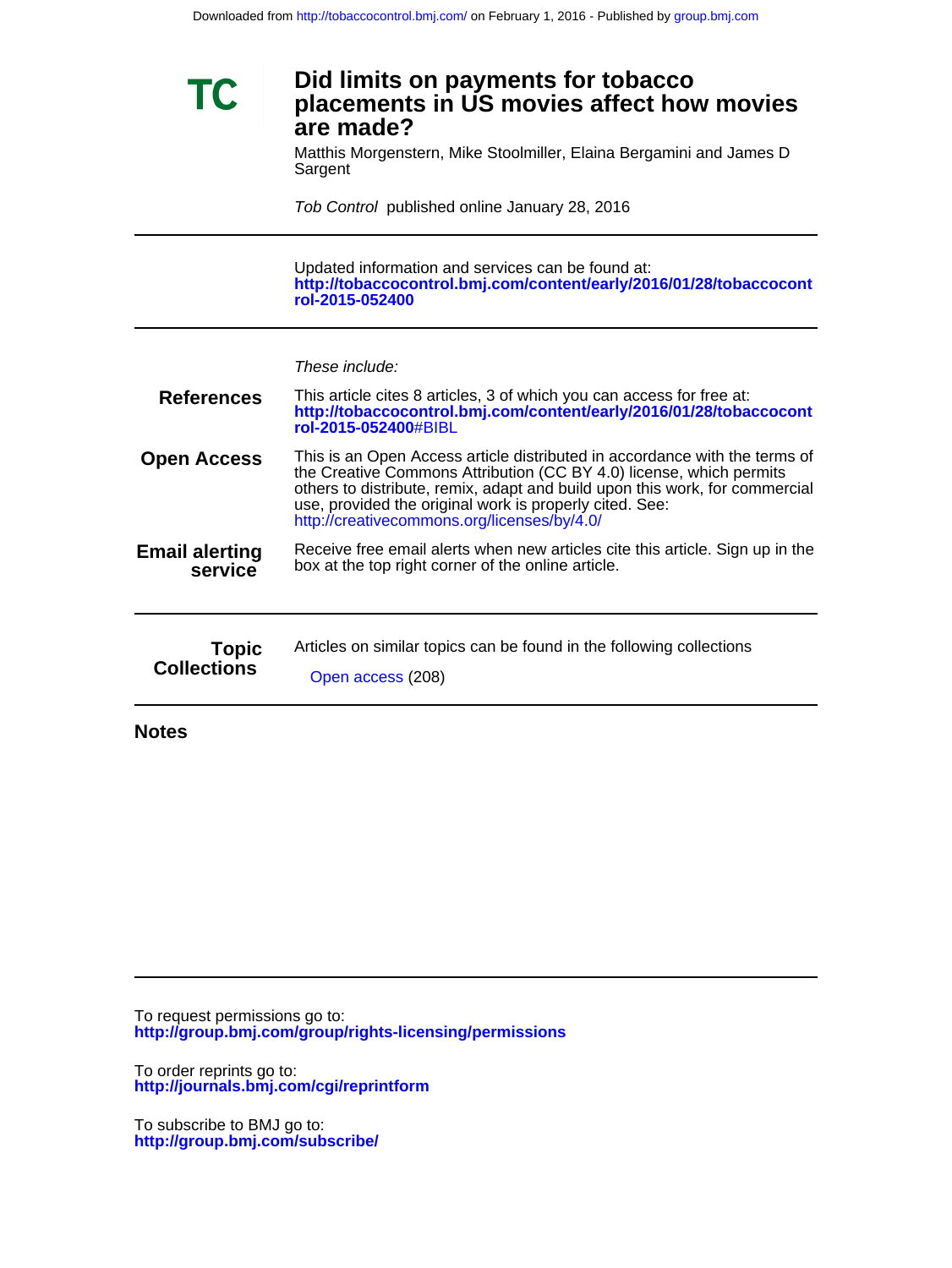TC

# Did limits on payments for tobacco placements in US movies affect how movies are made?

Matthis Morgenstern, Mike Stoolmiller, Elaina Bergamini and James D Sargent

*Tob Control* published online January 28, 2016

Updated information and services can be found at:
**http://tobaccocontrol.bmj.com/content/early/2016/01/28/tobaccocontrol-2015-052400**

*These include:*

**References**

This article cites 8 articles, 3 of which you can access for free at:
**http://tobaccocontrol.bmj.com/content/early/2016/01/28/tobaccocontrol-2015-052400**#BIBL

**Open Access**

This is an Open Access article distributed in accordance with the terms of the Creative Commons Attribution (CC BY 4.0) license, which permits others to distribute, remix, adapt and build upon this work, for commercial use, provided the original work is properly cited. See: http://creativecommons.org/licenses/by/4.0/

**Email alerting service**

Receive free email alerts when new articles cite this article. Sign up in the box at the top right corner of the online article.

**Topic Collections**

Articles on similar topics can be found in the following collections

Open access (208)

## Notes

To request permissions go to:
**http://group.bmj.com/group/rights-licensing/permissions**

To order reprints go to:
**http://journals.bmj.com/cgi/reprintform**

To subscribe to BMJ go to:
**http://group.bmj.com/subscribe/**